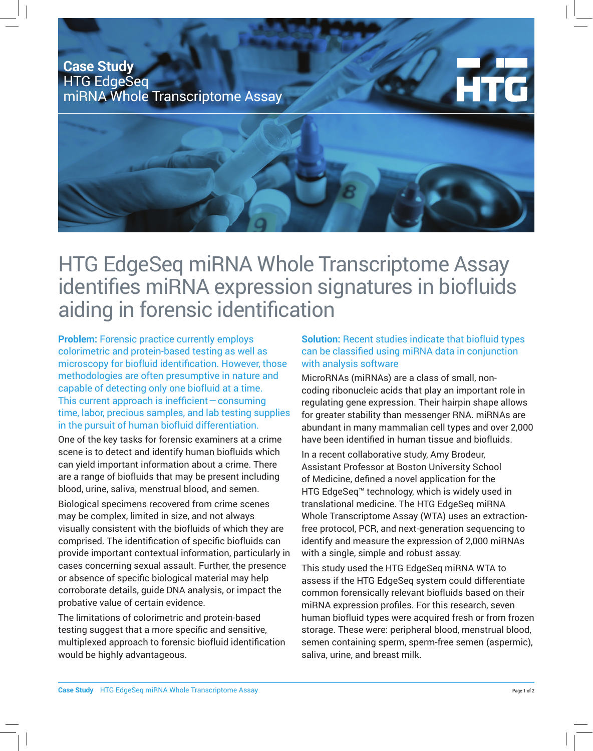**Case Study**
HTG EdgeSeq
miRNA Whole Transcriptome Assay

# HTG EdgeSeq miRNA Whole Transcriptome Assay identifies miRNA expression signatures in biofluids aiding in forensic identification

**Problem:** Forensic practice currently employs colorimetric and protein-based testing as well as microscopy for biofluid identification. However, those methodologies are often presumptive in nature and capable of detecting only one biofluid at a time. This current approach is inefficient—consuming time, labor, precious samples, and lab testing supplies in the pursuit of human biofluid differentiation.

One of the key tasks for forensic examiners at a crime scene is to detect and identify human biofluids which can yield important information about a crime. There are a range of biofluids that may be present including blood, urine, saliva, menstrual blood, and semen.

Biological specimens recovered from crime scenes may be complex, limited in size, and not always visually consistent with the biofluids of which they are comprised. The identification of specific biofluids can provide important contextual information, particularly in cases concerning sexual assault. Further, the presence or absence of specific biological material may help corroborate details, guide DNA analysis, or impact the probative value of certain evidence.

The limitations of colorimetric and protein-based testing suggest that a more specific and sensitive, multiplexed approach to forensic biofluid identification would be highly advantageous.

**Solution:** Recent studies indicate that biofluid types can be classified using miRNA data in conjunction with analysis software

MicroRNAs (miRNAs) are a class of small, non-coding ribonucleic acids that play an important role in regulating gene expression. Their hairpin shape allows for greater stability than messenger RNA. miRNAs are abundant in many mammalian cell types and over 2,000 have been identified in human tissue and biofluids.

In a recent collaborative study, Amy Brodeur, Assistant Professor at Boston University School of Medicine, defined a novel application for the HTG EdgeSeq™ technology, which is widely used in translational medicine. The HTG EdgeSeq miRNA Whole Transcriptome Assay (WTA) uses an extraction-free protocol, PCR, and next-generation sequencing to identify and measure the expression of 2,000 miRNAs with a single, simple and robust assay.

This study used the HTG EdgeSeq miRNA WTA to assess if the HTG EdgeSeq system could differentiate common forensically relevant biofluids based on their miRNA expression profiles. For this research, seven human biofluid types were acquired fresh or from frozen storage. These were: peripheral blood, menstrual blood, semen containing sperm, sperm-free semen (aspermic), saliva, urine, and breast milk.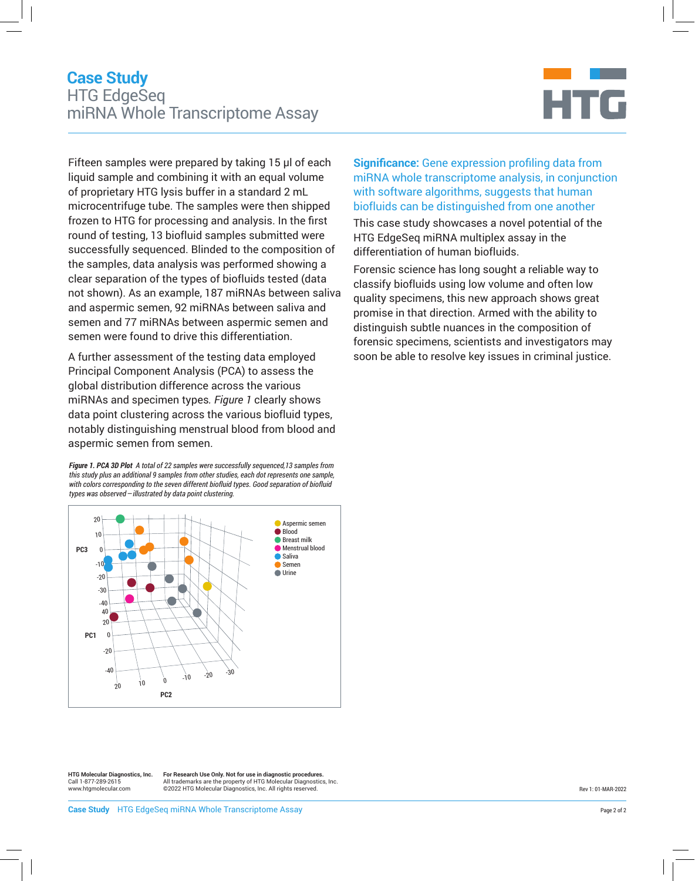# Case Study
## HTG EdgeSeq miRNA Whole Transcriptome Assay

Fifteen samples were prepared by taking 15 µl of each liquid sample and combining it with an equal volume of proprietary HTG lysis buffer in a standard 2 mL microcentrifuge tube. The samples were then shipped frozen to HTG for processing and analysis. In the first round of testing, 13 biofluid samples submitted were successfully sequenced. Blinded to the composition of the samples, data analysis was performed showing a clear separation of the types of biofluids tested (data not shown). As an example, 187 miRNAs between saliva and aspermic semen, 92 miRNAs between saliva and semen and 77 miRNAs between aspermic semen and semen were found to drive this differentiation.

A further assessment of the testing data employed Principal Component Analysis (PCA) to assess the global distribution difference across the various miRNAs and specimen types. *Figure 1* clearly shows data point clustering across the various biofluid types, notably distinguishing menstrual blood from blood and aspermic semen from semen.

***Figure 1. PCA 3D Plot*** *A total of 22 samples were successfully sequenced,13 samples from this study plus an additional 9 samples from other studies, each dot represents one sample, with colors corresponding to the seven different biofluid types. Good separation of biofluid types was observed – illustrated by data point clustering.*

PC3
20
10
0
-10
-20
-30
-40

PC1
40
20
0
-20
-40

PC2
20
10
0
-10
-20
-30

Aspermic semen
Blood
Breast milk
Menstrual blood
Saliva
Semen
Urine

**Significance:** Gene expression profiling data from miRNA whole transcriptome analysis, in conjunction with software algorithms, suggests that human biofluids can be distinguished from one another

This case study showcases a novel potential of the HTG EdgeSeq miRNA multiplex assay in the differentiation of human biofluids.

Forensic science has long sought a reliable way to classify biofluids using low volume and often low quality specimens, this new approach shows great promise in that direction. Armed with the ability to distinguish subtle nuances in the composition of forensic specimens, scientists and investigators may soon be able to resolve key issues in criminal justice.

**HTG Molecular Diagnostics, Inc.**
Call 1-877-289-2615
www.htgmolecular.com

**For Research Use Only. Not for use in diagnostic procedures.**
All trademarks are the property of HTG Molecular Diagnostics, Inc.
©2022 HTG Molecular Diagnostics, Inc. All rights reserved.

Rev 1: 01-MAR-2022